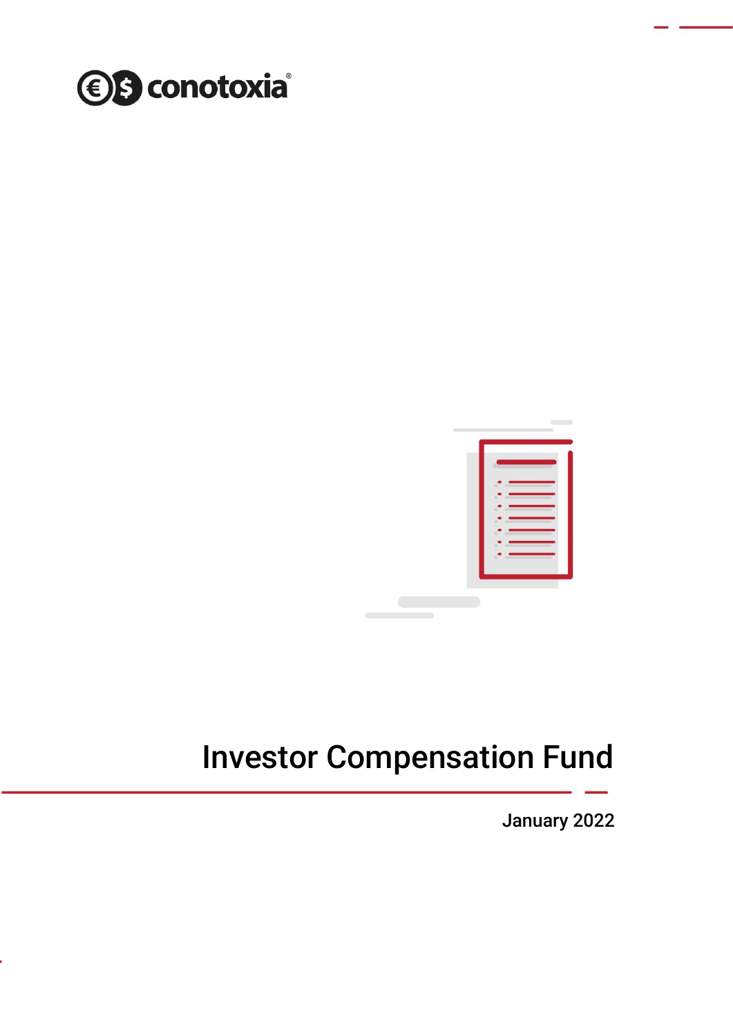conotoxia®

# Investor Compensation Fund

January 2022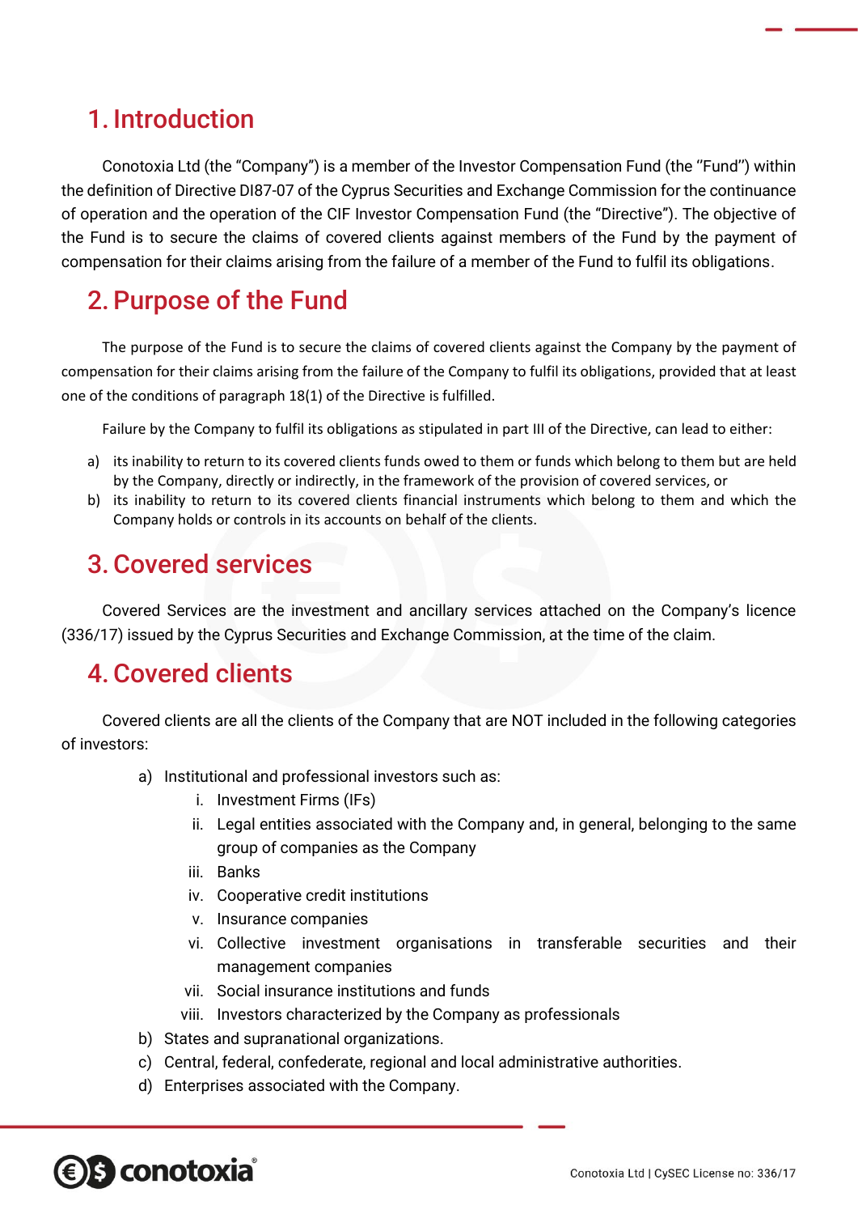# 1. Introduction

Conotoxia Ltd (the "Company") is a member of the Investor Compensation Fund (the "Fund") within the definition of Directive DI87-07 of the Cyprus Securities and Exchange Commission for the continuance of operation and the operation of the CIF Investor Compensation Fund (the "Directive"). The objective of the Fund is to secure the claims of covered clients against members of the Fund by the payment of compensation for their claims arising from the failure of a member of the Fund to fulfil its obligations.

# 2. Purpose of the Fund

The purpose of the Fund is to secure the claims of covered clients against the Company by the payment of compensation for their claims arising from the failure of the Company to fulfil its obligations, provided that at least one of the conditions of paragraph 18(1) of the Directive is fulfilled.

Failure by the Company to fulfil its obligations as stipulated in part III of the Directive, can lead to either:

a) its inability to return to its covered clients funds owed to them or funds which belong to them but are held by the Company, directly or indirectly, in the framework of the provision of covered services, or
b) its inability to return to its covered clients financial instruments which belong to them and which the Company holds or controls in its accounts on behalf of the clients.

# 3. Covered services

Covered Services are the investment and ancillary services attached on the Company's licence (336/17) issued by the Cyprus Securities and Exchange Commission, at the time of the claim.

# 4. Covered clients

Covered clients are all the clients of the Company that are NOT included in the following categories of investors:

a) Institutional and professional investors such as:
   i. Investment Firms (IFs)
   ii. Legal entities associated with the Company and, in general, belonging to the same group of companies as the Company
   iii. Banks
   iv. Cooperative credit institutions
   v. Insurance companies
   vi. Collective investment organisations in transferable securities and their management companies
   vii. Social insurance institutions and funds
   viii. Investors characterized by the Company as professionals
b) States and supranational organizations.
c) Central, federal, confederate, regional and local administrative authorities.
d) Enterprises associated with the Company.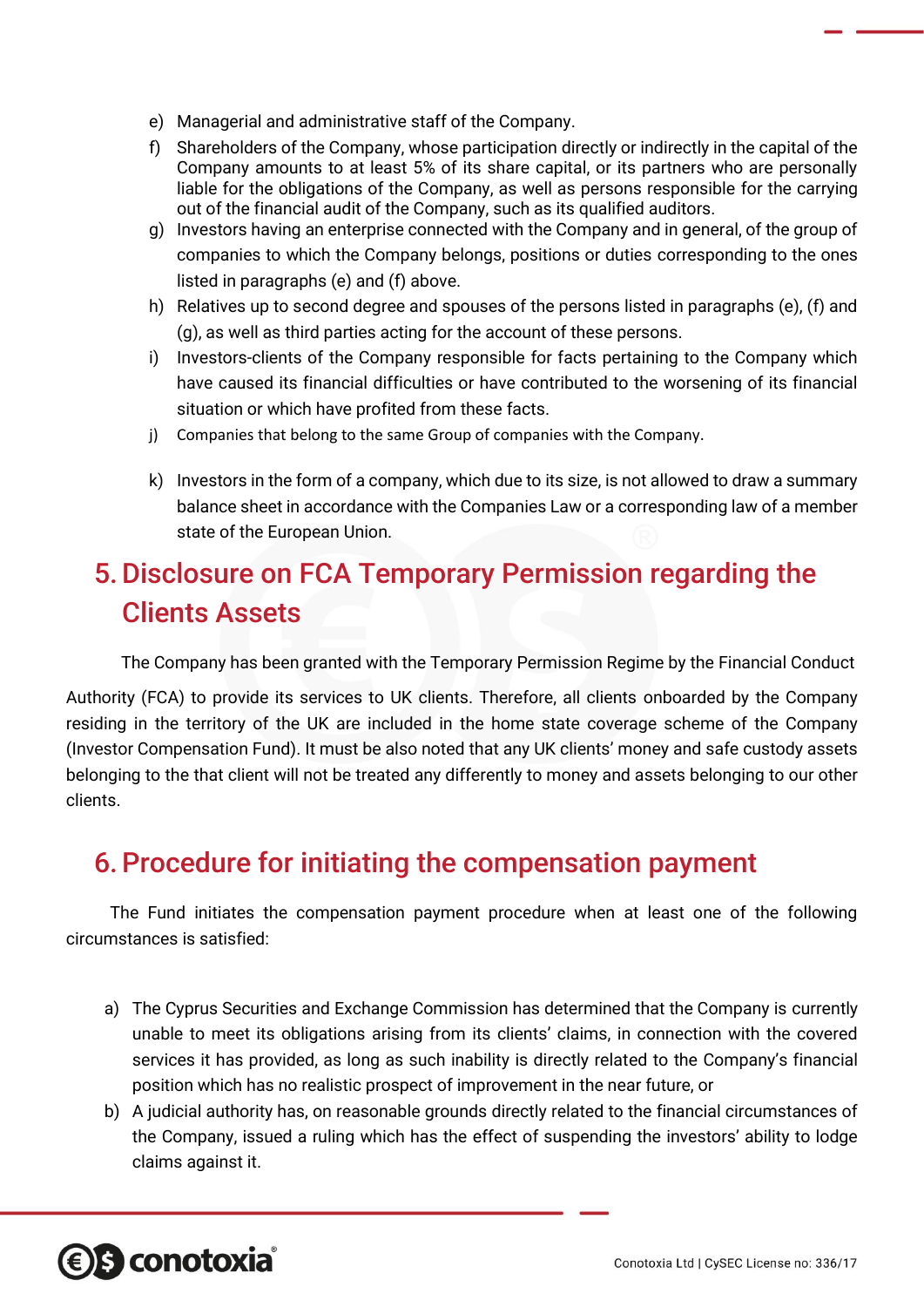e) Managerial and administrative staff of the Company.

f) Shareholders of the Company, whose participation directly or indirectly in the capital of the Company amounts to at least 5% of its share capital, or its partners who are personally liable for the obligations of the Company, as well as persons responsible for the carrying out of the financial audit of the Company, such as its qualified auditors.

g) Investors having an enterprise connected with the Company and in general, of the group of companies to which the Company belongs, positions or duties corresponding to the ones listed in paragraphs (e) and (f) above.

h) Relatives up to second degree and spouses of the persons listed in paragraphs (e), (f) and (g), as well as third parties acting for the account of these persons.

i) Investors-clients of the Company responsible for facts pertaining to the Company which have caused its financial difficulties or have contributed to the worsening of its financial situation or which have profited from these facts.

j) Companies that belong to the same Group of companies with the Company.

k) Investors in the form of a company, which due to its size, is not allowed to draw a summary balance sheet in accordance with the Companies Law or a corresponding law of a member state of the European Union.

## 5. Disclosure on FCA Temporary Permission regarding the Clients Assets

The Company has been granted with the Temporary Permission Regime by the Financial Conduct Authority (FCA) to provide its services to UK clients. Therefore, all clients onboarded by the Company residing in the territory of the UK are included in the home state coverage scheme of the Company (Investor Compensation Fund). It must be also noted that any UK clients' money and safe custody assets belonging to the that client will not be treated any differently to money and assets belonging to our other clients.

## 6. Procedure for initiating the compensation payment

The Fund initiates the compensation payment procedure when at least one of the following circumstances is satisfied:

a) The Cyprus Securities and Exchange Commission has determined that the Company is currently unable to meet its obligations arising from its clients' claims, in connection with the covered services it has provided, as long as such inability is directly related to the Company's financial position which has no realistic prospect of improvement in the near future, or

b) A judicial authority has, on reasonable grounds directly related to the financial circumstances of the Company, issued a ruling which has the effect of suspending the investors' ability to lodge claims against it.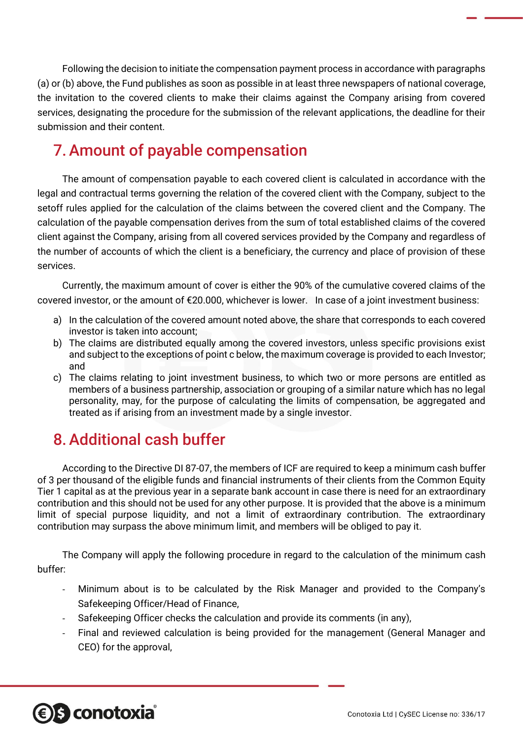Following the decision to initiate the compensation payment process in accordance with paragraphs (a) or (b) above, the Fund publishes as soon as possible in at least three newspapers of national coverage, the invitation to the covered clients to make their claims against the Company arising from covered services, designating the procedure for the submission of the relevant applications, the deadline for their submission and their content.

## 7. Amount of payable compensation

The amount of compensation payable to each covered client is calculated in accordance with the legal and contractual terms governing the relation of the covered client with the Company, subject to the setoff rules applied for the calculation of the claims between the covered client and the Company. The calculation of the payable compensation derives from the sum of total established claims of the covered client against the Company, arising from all covered services provided by the Company and regardless of the number of accounts of which the client is a beneficiary, the currency and place of provision of these services.

Currently, the maximum amount of cover is either the 90% of the cumulative covered claims of the covered investor, or the amount of €20.000, whichever is lower. In case of a joint investment business:

a) In the calculation of the covered amount noted above, the share that corresponds to each covered investor is taken into account;
b) The claims are distributed equally among the covered investors, unless specific provisions exist and subject to the exceptions of point c below, the maximum coverage is provided to each Investor; and
c) The claims relating to joint investment business, to which two or more persons are entitled as members of a business partnership, association or grouping of a similar nature which has no legal personality, may, for the purpose of calculating the limits of compensation, be aggregated and treated as if arising from an investment made by a single investor.

## 8. Additional cash buffer

According to the Directive DI 87-07, the members of ICF are required to keep a minimum cash buffer of 3 per thousand of the eligible funds and financial instruments of their clients from the Common Equity Tier 1 capital as at the previous year in a separate bank account in case there is need for an extraordinary contribution and this should not be used for any other purpose. It is provided that the above is a minimum limit of special purpose liquidity, and not a limit of extraordinary contribution. The extraordinary contribution may surpass the above minimum limit, and members will be obliged to pay it.

The Company will apply the following procedure in regard to the calculation of the minimum cash buffer:

- Minimum about is to be calculated by the Risk Manager and provided to the Company's Safekeeping Officer/Head of Finance,
- Safekeeping Officer checks the calculation and provide its comments (in any),
- Final and reviewed calculation is being provided for the management (General Manager and CEO) for the approval,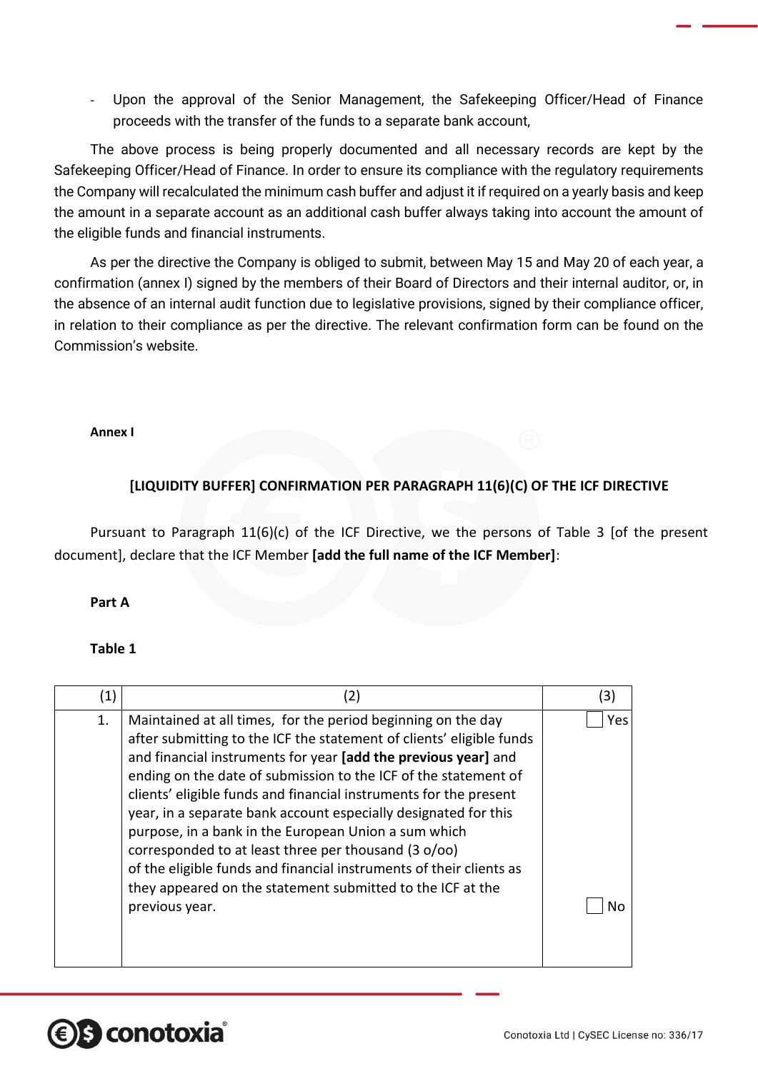- Upon the approval of the Senior Management, the Safekeeping Officer/Head of Finance proceeds with the transfer of the funds to a separate bank account,

The above process is being properly documented and all necessary records are kept by the Safekeeping Officer/Head of Finance. In order to ensure its compliance with the regulatory requirements the Company will recalculated the minimum cash buffer and adjust it if required on a yearly basis and keep the amount in a separate account as an additional cash buffer always taking into account the amount of the eligible funds and financial instruments.

As per the directive the Company is obliged to submit, between May 15 and May 20 of each year, a confirmation (annex I) signed by the members of their Board of Directors and their internal auditor, or, in the absence of an internal audit function due to legislative provisions, signed by their compliance officer, in relation to their compliance as per the directive. The relevant confirmation form can be found on the Commission's website.

**Annex I**

**[LIQUIDITY BUFFER] CONFIRMATION PER PARAGRAPH 11(6)(C) OF THE ICF DIRECTIVE**

Pursuant to Paragraph 11(6)(c) of the ICF Directive, we the persons of Table 3 [of the present document], declare that the ICF Member **[add the full name of the ICF Member]**:

**Part A**

**Table 1**

| (1) | (2) | (3) |
|---|---|---|
| 1. | Maintained at all times, for the period beginning on the day after submitting to the ICF the statement of clients' eligible funds and financial instruments for year **[add the previous year]** and ending on the date of submission to the ICF of the statement of clients' eligible funds and financial instruments for the present year, in a separate bank account especially designated for this purpose, in a bank in the European Union a sum which corresponded to at least three per thousand (3 o/oo) of the eligible funds and financial instruments of their clients as they appeared on the statement submitted to the ICF at the previous year. | ☐ Yes<br><br>☐ No |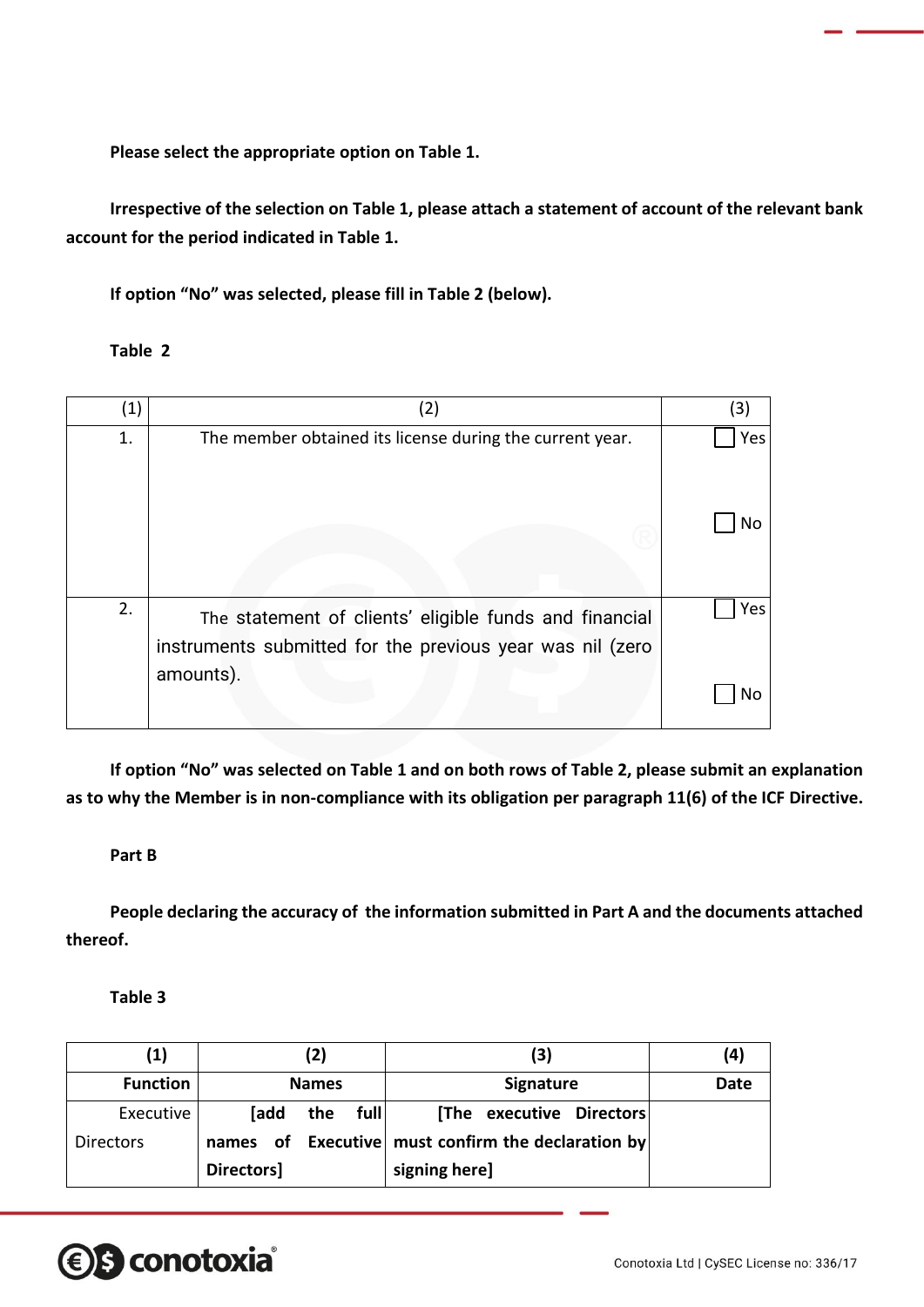**Please select the appropriate option on Table 1.**

**Irrespective of the selection on Table 1, please attach a statement of account of the relevant bank account for the period indicated in Table 1.**

**If option "No" was selected, please fill in Table 2 (below).**

**Table 2**

| (1) | (2) | (3) |
|---|---|---|
| 1. | The member obtained its license during the current year. | ☐ Yes<br><br>☐ No |
| 2. | The statement of clients' eligible funds and financial instruments submitted for the previous year was nil (zero amounts). | ☐ Yes<br><br>☐ No |

**If option "No" was selected on Table 1 and on both rows of Table 2, please submit an explanation as to why the Member is in non-compliance with its obligation per paragraph 11(6) of the ICF Directive.**

**Part B**

**People declaring the accuracy of the information submitted in Part A and the documents attached thereof.**

**Table 3**

| (1) | (2) | (3) | (4) |
|---|---|---|---|
| **Function** | **Names** | **Signature** | **Date** |
| Executive Directors | **[add the full names of Executive Directors]** | **[The executive Directors must confirm the declaration by signing here]** | |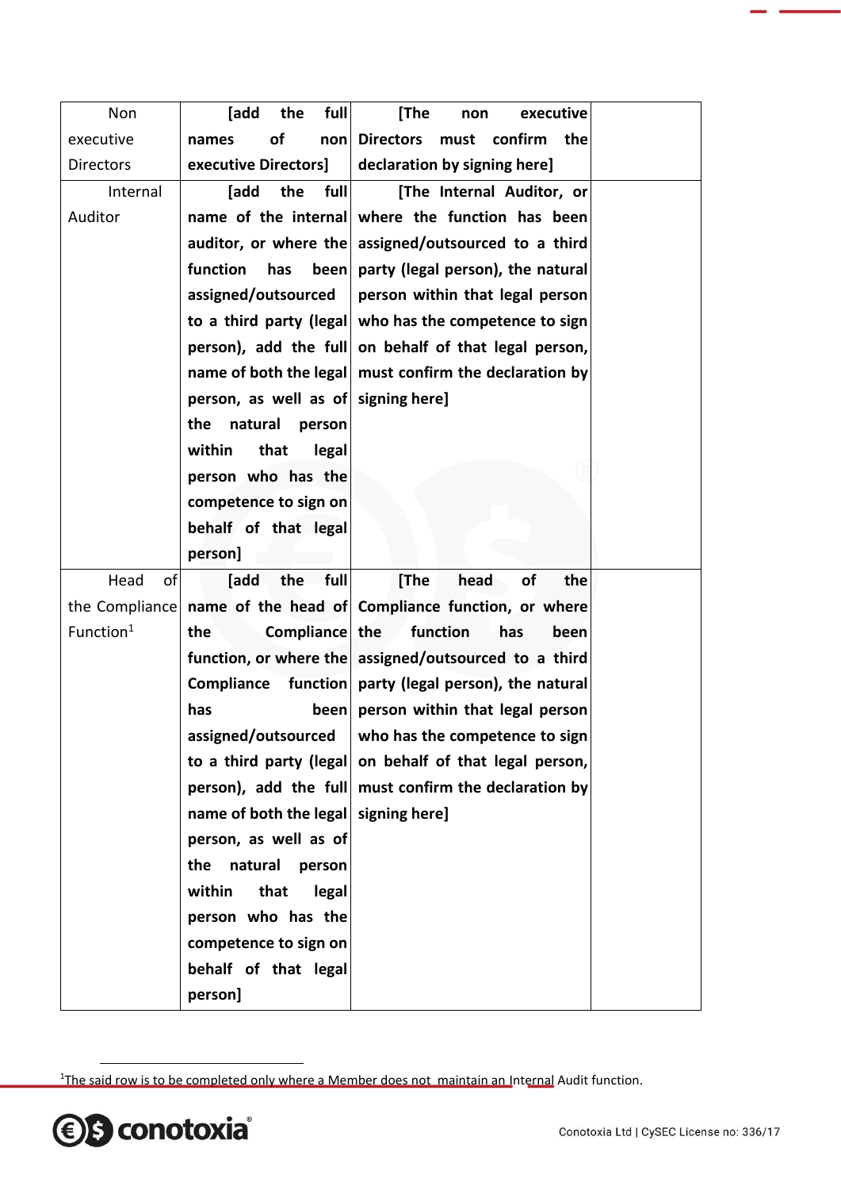| Non executive Directors | **[add the full names of non executive Directors]** | **[The non executive Directors must confirm the declaration by signing here]** | |
|---|---|---|---|
| Internal Auditor | **[add the full name of the internal auditor, or where the function has been assigned/outsourced to a third party (legal person), add the full name of both the legal person, as well as of the natural person within that legal person who has the competence to sign on behalf of that legal person]** | **[The Internal Auditor, or where the function has been assigned/outsourced to a third party (legal person), the natural person within that legal person who has the competence to sign on behalf of that legal person, must confirm the declaration by signing here]** | |
| Head of the Compliance Function[1] | **[add the full name of the head of the Compliance function, or where the Compliance function has been assigned/outsourced to a third party (legal person), add the full name of both the legal person, as well as of the natural person within that legal person who has the competence to sign on behalf of that legal person]** | **[The head of the Compliance function, or where the function has been assigned/outsourced to a third party (legal person), the natural person within that legal person who has the competence to sign on behalf of that legal person, must confirm the declaration by signing here]** | |

[1]The said row is to be completed only where a Member does not maintain an Internal Audit function.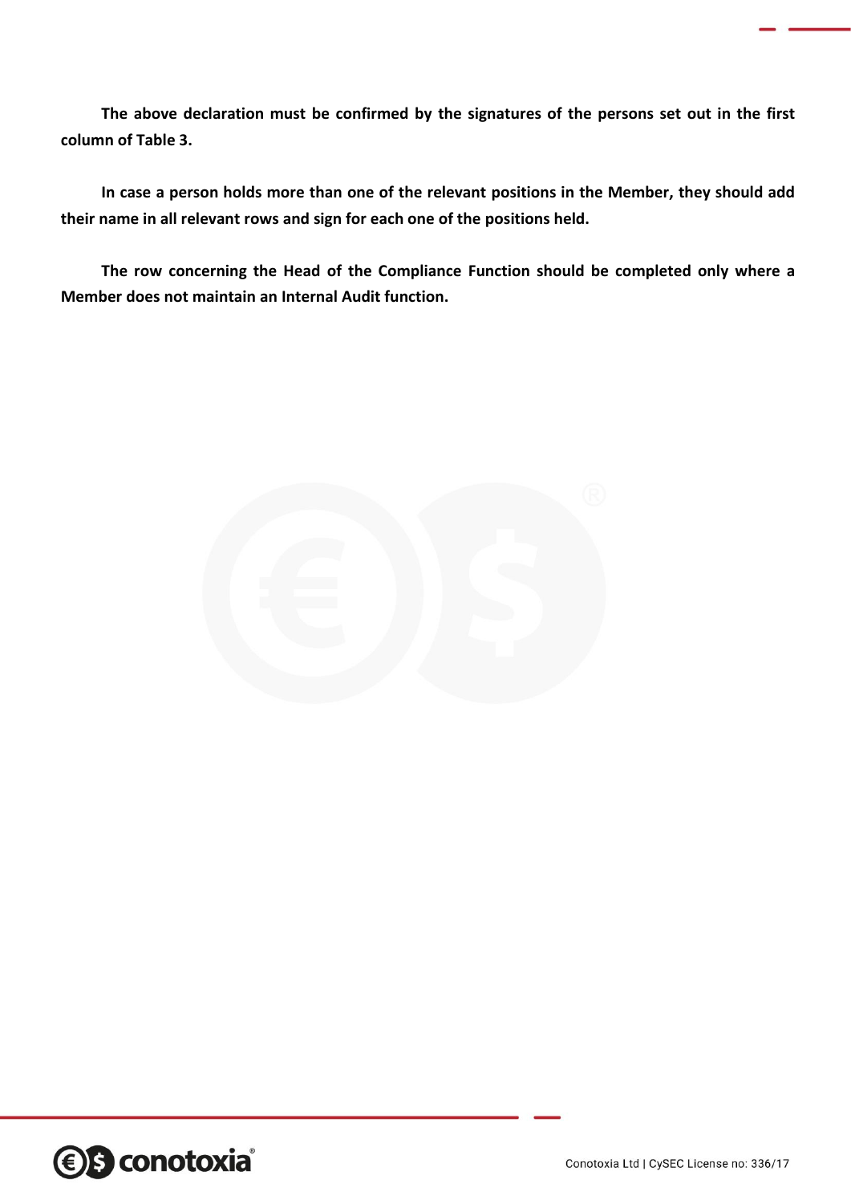**The above declaration must be confirmed by the signatures of the persons set out in the first column of Table 3.**

**In case a person holds more than one of the relevant positions in the Member, they should add their name in all relevant rows and sign for each one of the positions held.**

**The row concerning the Head of the Compliance Function should be completed only where a Member does not maintain an Internal Audit function.**